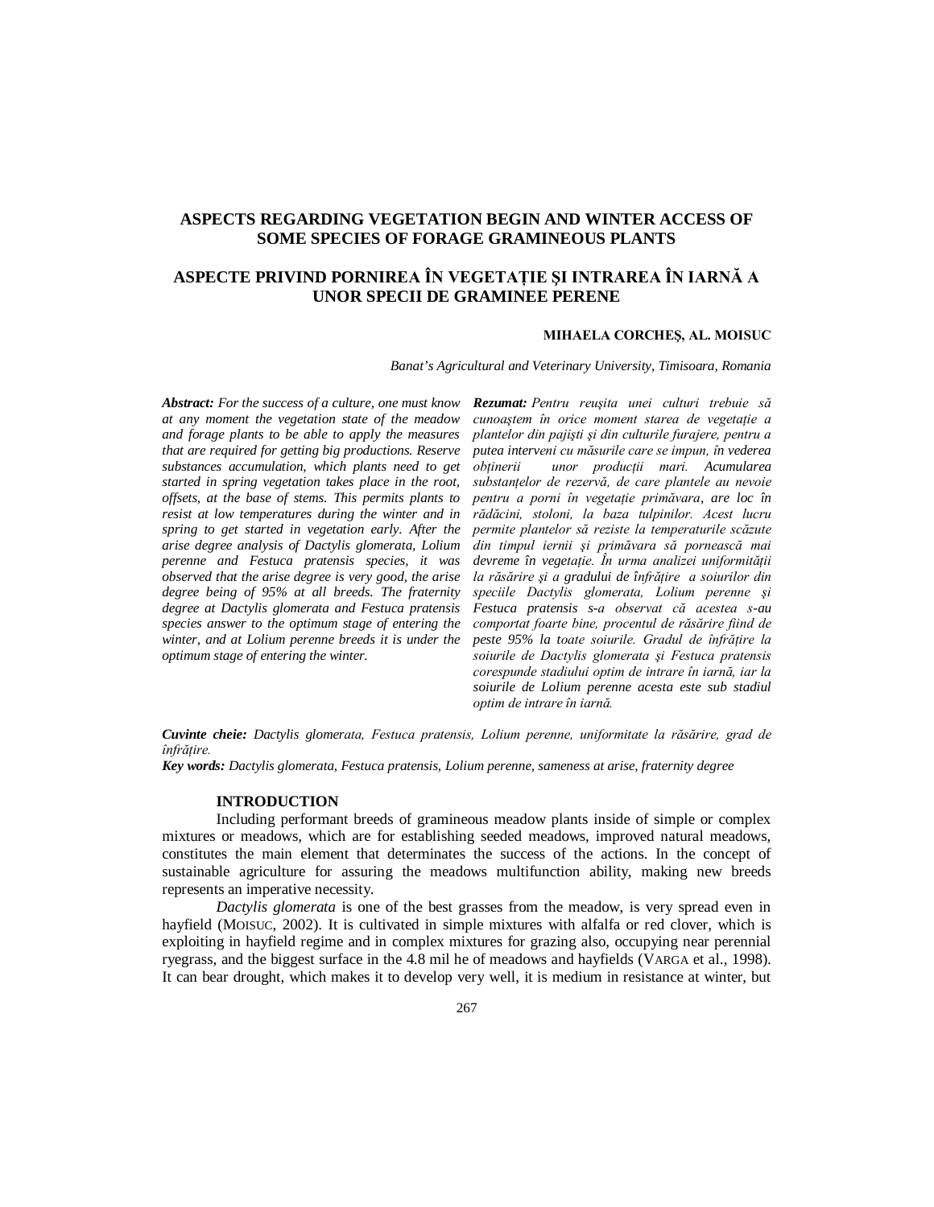# ASPECTS REGARDING VEGETATION BEGIN AND WINTER ACCESS OF SOME SPECIES OF FORAGE GRAMINEOUS PLANTS

# ASPECTE PRIVIND PORNIREA ÎN VEGETAȚIE ȘI INTRAREA ÎN IARNĂ A UNOR SPECII DE GRAMINEE PERENE

**MIHAELA CORCHEȘ, AL. MOISUC**

*Banat's Agricultural and Veterinary University, Timisoara, Romania*

***Abstract:*** *For the success of a culture, one must know at any moment the vegetation state of the meadow and forage plants to be able to apply the measures that are required for getting big productions. Reserve substances accumulation, which plants need to get started in spring vegetation takes place in the root, offsets, at the base of stems. This permits plants to resist at low temperatures during the winter and in spring to get started in vegetation early. After the arise degree analysis of Dactylis glomerata, Lolium perenne and Festuca pratensis species, it was observed that the arise degree is very good, the arise degree being of 95% at all breeds. The fraternity degree at Dactylis glomerata and Festuca pratensis species answer to the optimum stage of entering the winter, and at Lolium perenne breeds it is under the optimum stage of entering the winter.*

***Rezumat:*** *Pentru reuşita unei culturi trebuie să cunoaştem în orice moment starea de vegetaţie a plantelor din pajişti şi din culturile furajere, pentru a putea interveni cu măsurile care se impun, în vederea obţinerii unor producţii mari. Acumularea substanţelor de rezervă, de care plantele au nevoie pentru a porni în vegetaţie primăvara, are loc în rădăcini, stoloni, la baza tulpinilor. Acest lucru permite plantelor să reziste la temperaturile scăzute din timpul iernii şi primăvara să pornească mai devreme în vegetaţie. În urma analizei uniformităţii la răsărire şi a gradului de înfrăţire a soiurilor din speciile Dactylis glomerata, Lolium perenne şi Festuca pratensis s-a observat că acestea s-au comportat foarte bine, procentul de răsărire fiind de peste 95% la toate soiurile. Gradul de înfrăţire la soiurile de Dactylis glomerata şi Festuca pratensis corespunde stadiului optim de intrare în iarnă, iar la soiurile de Lolium perenne acesta este sub stadiul optim de intrare în iarnă.*

***Cuvinte cheie:*** *Dactylis glomerata, Festuca pratensis, Lolium perenne, uniformitate la răsărire, grad de înfrăţire.*

***Key words:*** *Dactylis glomerata, Festuca pratensis, Lolium perenne, sameness at arise, fraternity degree*

## INTRODUCTION

Including performant breeds of gramineous meadow plants inside of simple or complex mixtures or meadows, which are for establishing seeded meadows, improved natural meadows, constitutes the main element that determinates the success of the actions. In the concept of sustainable agriculture for assuring the meadows multifunction ability, making new breeds represents an imperative necessity.

*Dactylis glomerata* is one of the best grasses from the meadow, is very spread even in hayfield (MOISUC, 2002). It is cultivated in simple mixtures with alfalfa or red clover, which is exploiting in hayfield regime and in complex mixtures for grazing also, occupying near perennial ryegrass, and the biggest surface in the 4.8 mil he of meadows and hayfields (VARGA et al., 1998). It can bear drought, which makes it to develop very well, it is medium in resistance at winter, but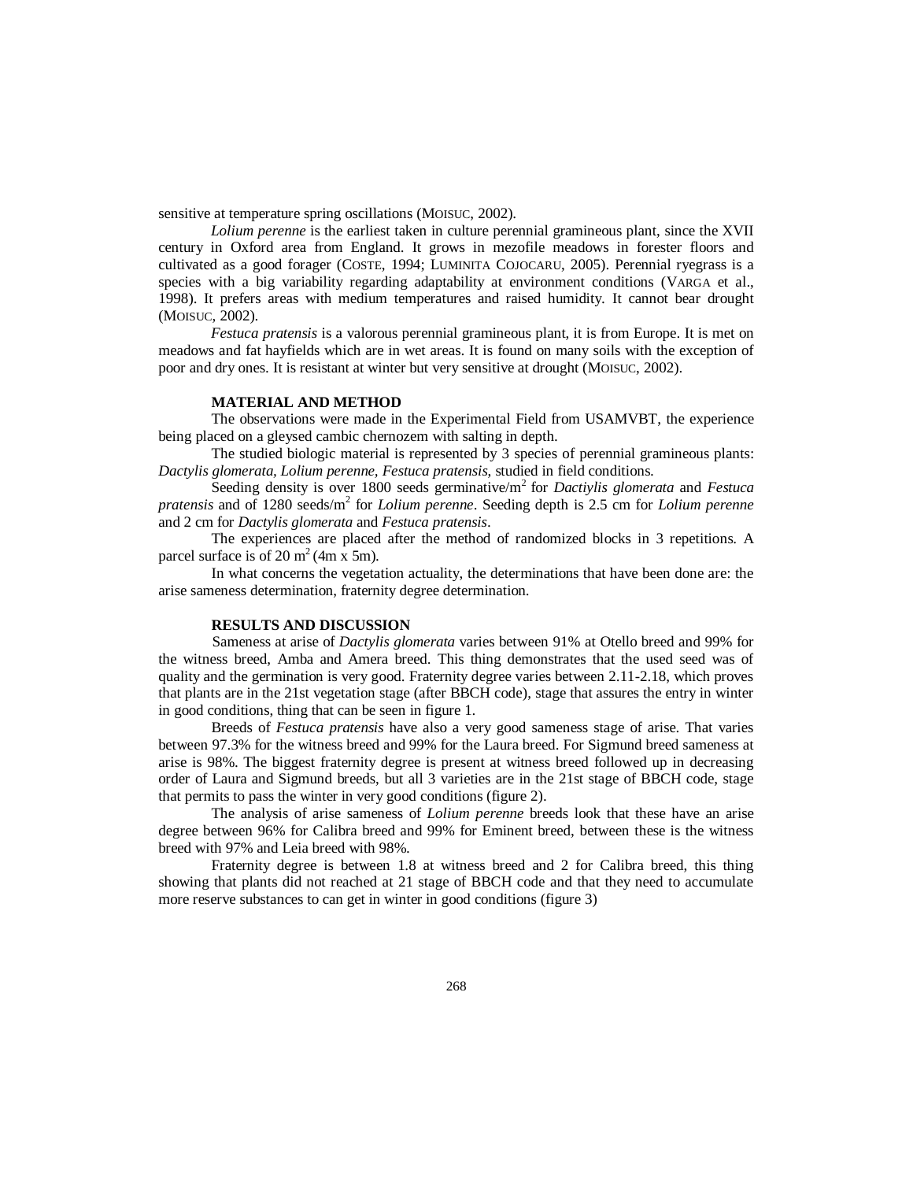sensitive at temperature spring oscillations (MOISUC, 2002).

*Lolium perenne* is the earliest taken in culture perennial gramineous plant, since the XVII century in Oxford area from England. It grows in mezofile meadows in forester floors and cultivated as a good forager (COSTE, 1994; LUMINITA COJOCARU, 2005). Perennial ryegrass is a species with a big variability regarding adaptability at environment conditions (VARGA et al., 1998). It prefers areas with medium temperatures and raised humidity. It cannot bear drought (MOISUC, 2002).

*Festuca pratensis* is a valorous perennial gramineous plant, it is from Europe. It is met on meadows and fat hayfields which are in wet areas. It is found on many soils with the exception of poor and dry ones. It is resistant at winter but very sensitive at drought (MOISUC, 2002).

## MATERIAL AND METHOD

The observations were made in the Experimental Field from USAMVBT, the experience being placed on a gleysed cambic chernozem with salting in depth.

The studied biologic material is represented by 3 species of perennial gramineous plants: *Dactylis glomerata, Lolium perenne, Festuca pratensis*, studied in field conditions.

Seeding density is over 1800 seeds germinative/m$^2$ for *Dactiylis glomerata* and *Festuca pratensis* and of 1280 seeds/m$^2$ for *Lolium perenne*. Seeding depth is 2.5 cm for *Lolium perenne* and 2 cm for *Dactylis glomerata* and *Festuca pratensis*.

The experiences are placed after the method of randomized blocks in 3 repetitions. A parcel surface is of 20 m$^2$ (4m x 5m).

In what concerns the vegetation actuality, the determinations that have been done are: the arise sameness determination, fraternity degree determination.

## RESULTS AND DISCUSSION

Sameness at arise of *Dactylis glomerata* varies between 91% at Otello breed and 99% for the witness breed, Amba and Amera breed. This thing demonstrates that the used seed was of quality and the germination is very good. Fraternity degree varies between 2.11-2.18, which proves that plants are in the 21st vegetation stage (after BBCH code), stage that assures the entry in winter in good conditions, thing that can be seen in figure 1.

Breeds of *Festuca pratensis* have also a very good sameness stage of arise. That varies between 97.3% for the witness breed and 99% for the Laura breed. For Sigmund breed sameness at arise is 98%. The biggest fraternity degree is present at witness breed followed up in decreasing order of Laura and Sigmund breeds, but all 3 varieties are in the 21st stage of BBCH code, stage that permits to pass the winter in very good conditions (figure 2).

The analysis of arise sameness of *Lolium perenne* breeds look that these have an arise degree between 96% for Calibra breed and 99% for Eminent breed, between these is the witness breed with 97% and Leia breed with 98%.

Fraternity degree is between 1.8 at witness breed and 2 for Calibra breed, this thing showing that plants did not reached at 21 stage of BBCH code and that they need to accumulate more reserve substances to can get in winter in good conditions (figure 3)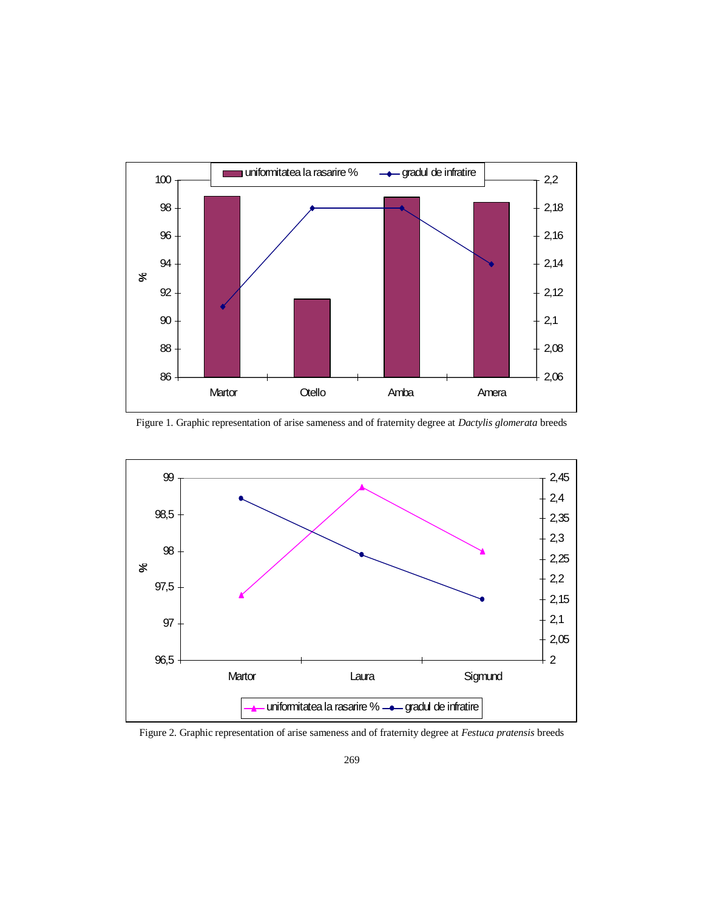Figure 1. Graphic representation of arise sameness and of fraternity degree at *Dactylis glomerata* breeds

Figure 2. Graphic representation of arise sameness and of fraternity degree at *Festuca pratensis* breeds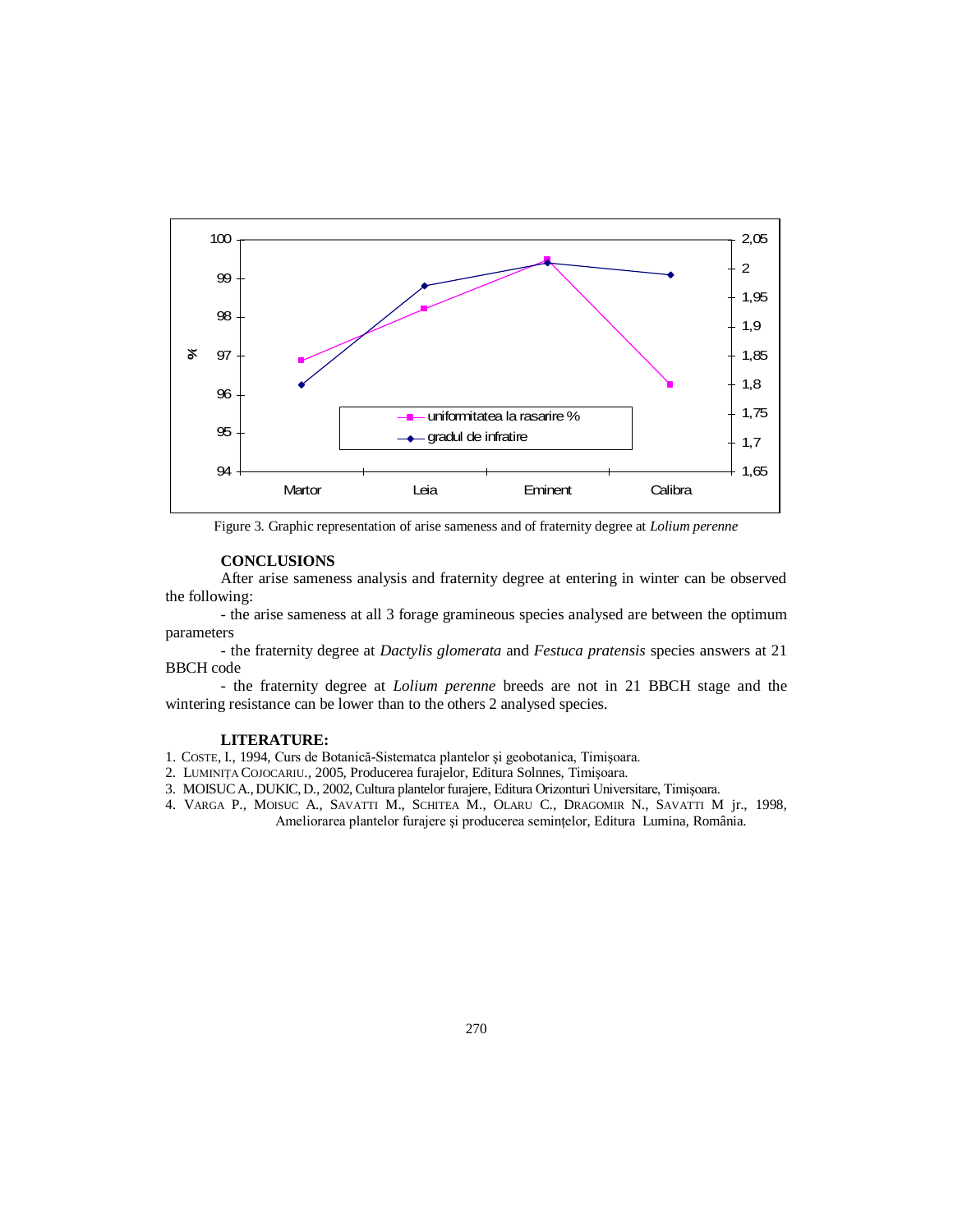100
99
98
97
96
95
94

%

2,05
2
1,95
1,9
1,85
1,8
1,75
1,7
1,65

Martor
Leia
Eminent
Calibra

uniformitatea la rasarire %
gradul de infratire

Figure 3. Graphic representation of arise sameness and of fraternity degree at *Lolium perenne*

## CONCLUSIONS

After arise sameness analysis and fraternity degree at entering in winter can be observed the following:

- the arise sameness at all 3 forage gramineous species analysed are between the optimum parameters
- the fraternity degree at *Dactylis glomerata* and *Festuca pratensis* species answers at 21 BBCH code
- the fraternity degree at *Lolium perenne* breeds are not in 21 BBCH stage and the wintering resistance can be lower than to the others 2 analysed species.

## LITERATURE:

1. COSTE, I., 1994, Curs de Botanică-Sistematca plantelor şi geobotanica, Timişoara.
2. LUMINIȚA COJOCARIU., 2005, Producerea furajelor, Editura Solnnes, Timişoara.
3. MOISUC A., DUKIC, D., 2002, Cultura plantelor furajere, Editura Orizonturi Universitare, Timişoara.
4. VARGA P., MOISUC A., SAVATTI M., SCHITEA M., OLARU C., DRAGOMIR N., SAVATTI M jr., 1998, Ameliorarea plantelor furajere şi producerea semințelor, Editura Lumina, România.